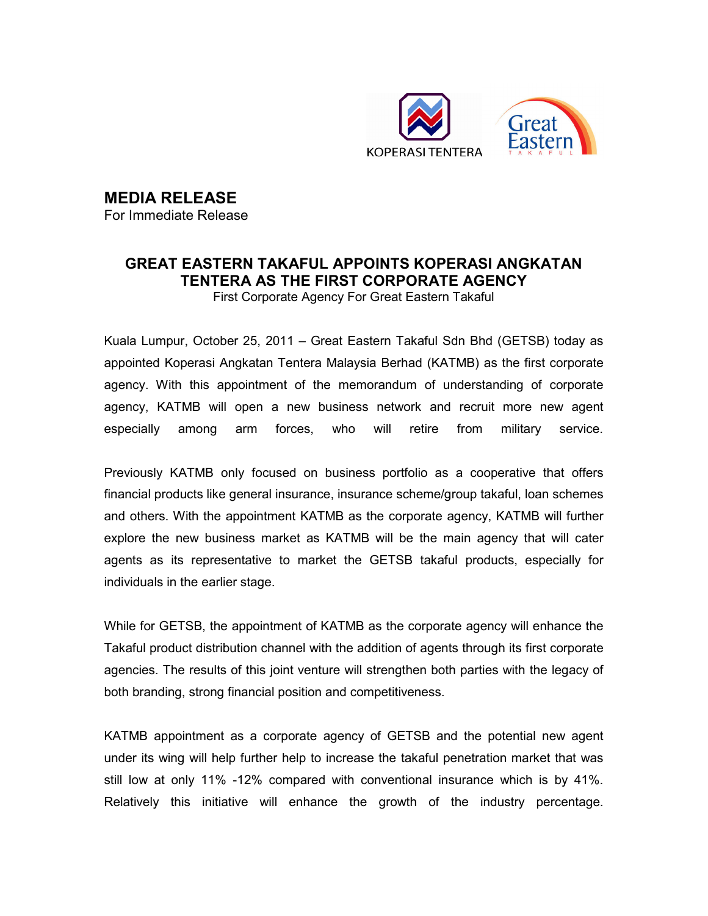KOPERASI TENTERA

Great Eastern TAKAFUL

# MEDIA RELEASE

For Immediate Release

## GREAT EASTERN TAKAFUL APPOINTS KOPERASI ANGKATAN TENTERA AS THE FIRST CORPORATE AGENCY

First Corporate Agency For Great Eastern Takaful

Kuala Lumpur, October 25, 2011 – Great Eastern Takaful Sdn Bhd (GETSB) today as appointed Koperasi Angkatan Tentera Malaysia Berhad (KATMB) as the first corporate agency. With this appointment of the memorandum of understanding of corporate agency, KATMB will open a new business network and recruit more new agent especially among arm forces, who will retire from military service.

Previously KATMB only focused on business portfolio as a cooperative that offers financial products like general insurance, insurance scheme/group takaful, loan schemes and others. With the appointment KATMB as the corporate agency, KATMB will further explore the new business market as KATMB will be the main agency that will cater agents as its representative to market the GETSB takaful products, especially for individuals in the earlier stage.

While for GETSB, the appointment of KATMB as the corporate agency will enhance the Takaful product distribution channel with the addition of agents through its first corporate agencies. The results of this joint venture will strengthen both parties with the legacy of both branding, strong financial position and competitiveness.

KATMB appointment as a corporate agency of GETSB and the potential new agent under its wing will help further help to increase the takaful penetration market that was still low at only 11% -12% compared with conventional insurance which is by 41%. Relatively this initiative will enhance the growth of the industry percentage.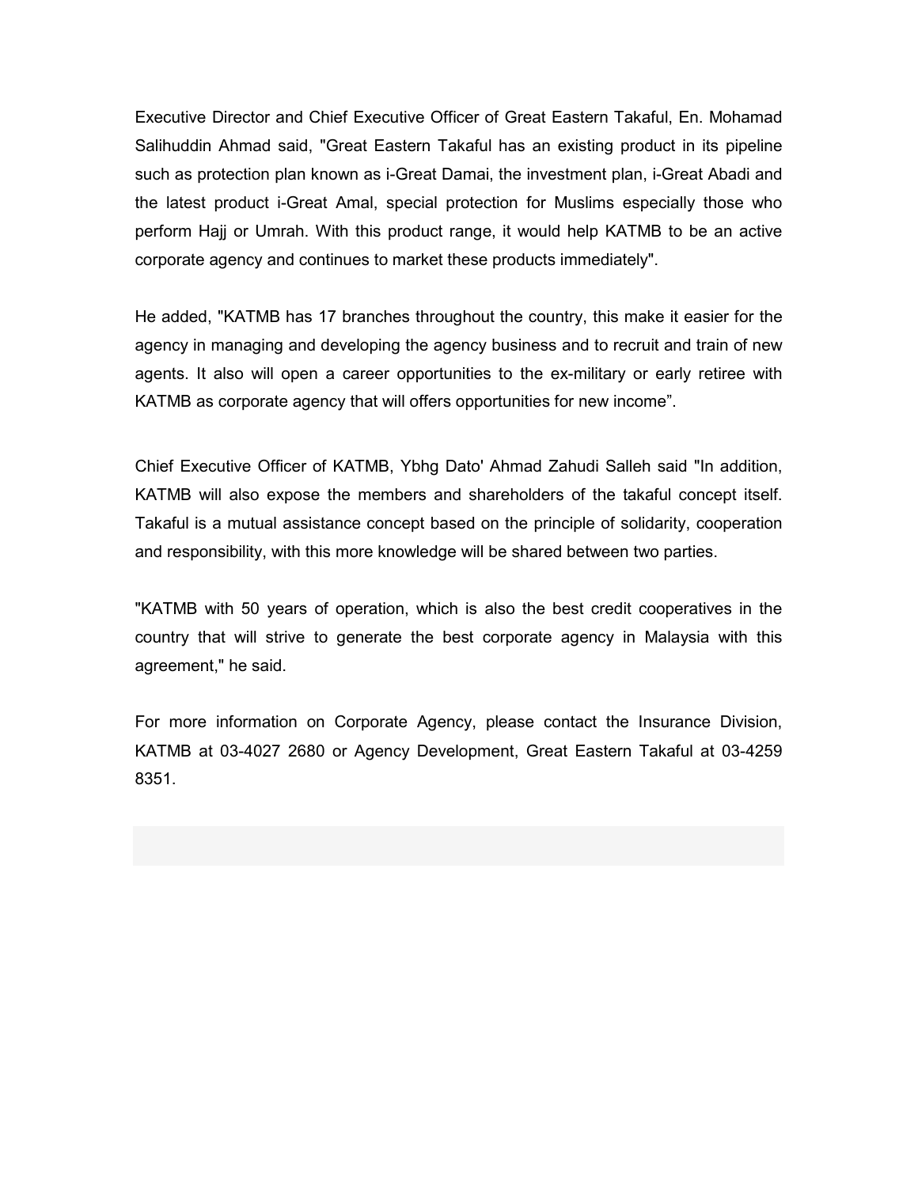Executive Director and Chief Executive Officer of Great Eastern Takaful, En. Mohamad Salihuddin Ahmad said, "Great Eastern Takaful has an existing product in its pipeline such as protection plan known as i-Great Damai, the investment plan, i-Great Abadi and the latest product i-Great Amal, special protection for Muslims especially those who perform Hajj or Umrah. With this product range, it would help KATMB to be an active corporate agency and continues to market these products immediately".

He added, "KATMB has 17 branches throughout the country, this make it easier for the agency in managing and developing the agency business and to recruit and train of new agents. It also will open a career opportunities to the ex-military or early retiree with KATMB as corporate agency that will offers opportunities for new income".

Chief Executive Officer of KATMB, Ybhg Dato' Ahmad Zahudi Salleh said "In addition, KATMB will also expose the members and shareholders of the takaful concept itself. Takaful is a mutual assistance concept based on the principle of solidarity, cooperation and responsibility, with this more knowledge will be shared between two parties.

"KATMB with 50 years of operation, which is also the best credit cooperatives in the country that will strive to generate the best corporate agency in Malaysia with this agreement," he said.

For more information on Corporate Agency, please contact the Insurance Division, KATMB at 03-4027 2680 or Agency Development, Great Eastern Takaful at 03-4259 8351.